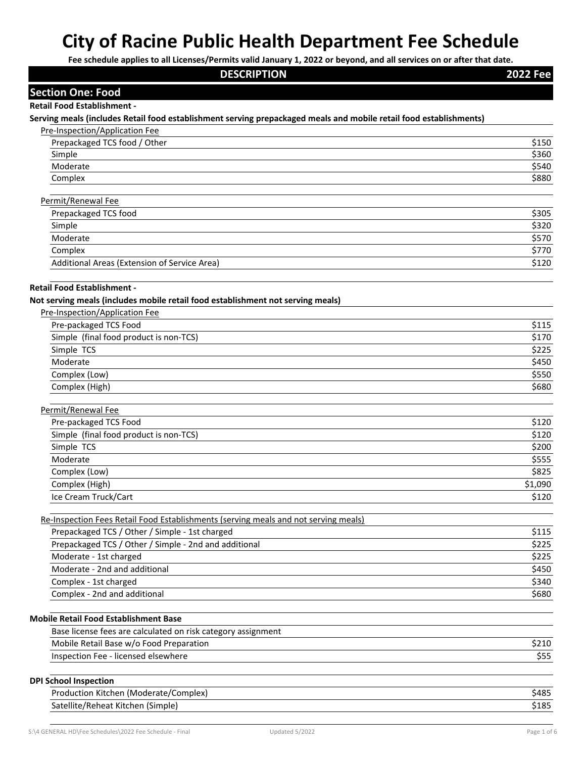# City of Racine Public Health Department Fee Schedule

**Fee schedule applies to all Licenses/Permits valid January 1, 2022 or beyond, and all services on or after that date.**

| DESCRIPTION | 2022 Fee |
|---|---|

## Section One: Food

**Retail Food Establishment -**

**Serving meals (includes Retail food establishment serving prepackaged meals and mobile retail food establishments)**

| Pre-Inspection/Application Fee | |
|---|---|
| Prepackaged TCS food / Other | $150 |
| Simple | $360 |
| Moderate | $540 |
| Complex | $880 |

| Permit/Renewal Fee | |
|---|---|
| Prepackaged TCS food | $305 |
| Simple | $320 |
| Moderate | $570 |
| Complex | $770 |
| Additional Areas (Extension of Service Area) | $120 |

**Retail Food Establishment -**

**Not serving meals (includes mobile retail food establishment not serving meals)**

| Pre-Inspection/Application Fee | |
|---|---|
| Pre-packaged TCS Food | $115 |
| Simple (final food product is non-TCS) | $170 |
| Simple TCS | $225 |
| Moderate | $450 |
| Complex (Low) | $550 |
| Complex (High) | $680 |

| Permit/Renewal Fee | |
|---|---|
| Pre-packaged TCS Food | $120 |
| Simple (final food product is non-TCS) | $120 |
| Simple TCS | $200 |
| Moderate | $555 |
| Complex (Low) | $825 |
| Complex (High) | $1,090 |
| Ice Cream Truck/Cart | $120 |

| Re-Inspection Fees Retail Food Establishments (serving meals and not serving meals) | |
|---|---|
| Prepackaged TCS / Other / Simple - 1st charged | $115 |
| Prepackaged TCS / Other / Simple - 2nd and additional | $225 |
| Moderate - 1st charged | $225 |
| Moderate - 2nd and additional | $450 |
| Complex - 1st charged | $340 |
| Complex - 2nd and additional | $680 |

**Mobile Retail Food Establishment Base**

| Description | Fee |
|---|---|
| Base license fees are calculated on risk category assignment | |
| Mobile Retail Base w/o Food Preparation | $210 |
| Inspection Fee - licensed elsewhere | $55 |

**DPI School Inspection**

| Description | Fee |
|---|---|
| Production Kitchen (Moderate/Complex) | $485 |
| Satellite/Reheat Kitchen (Simple) | $185 |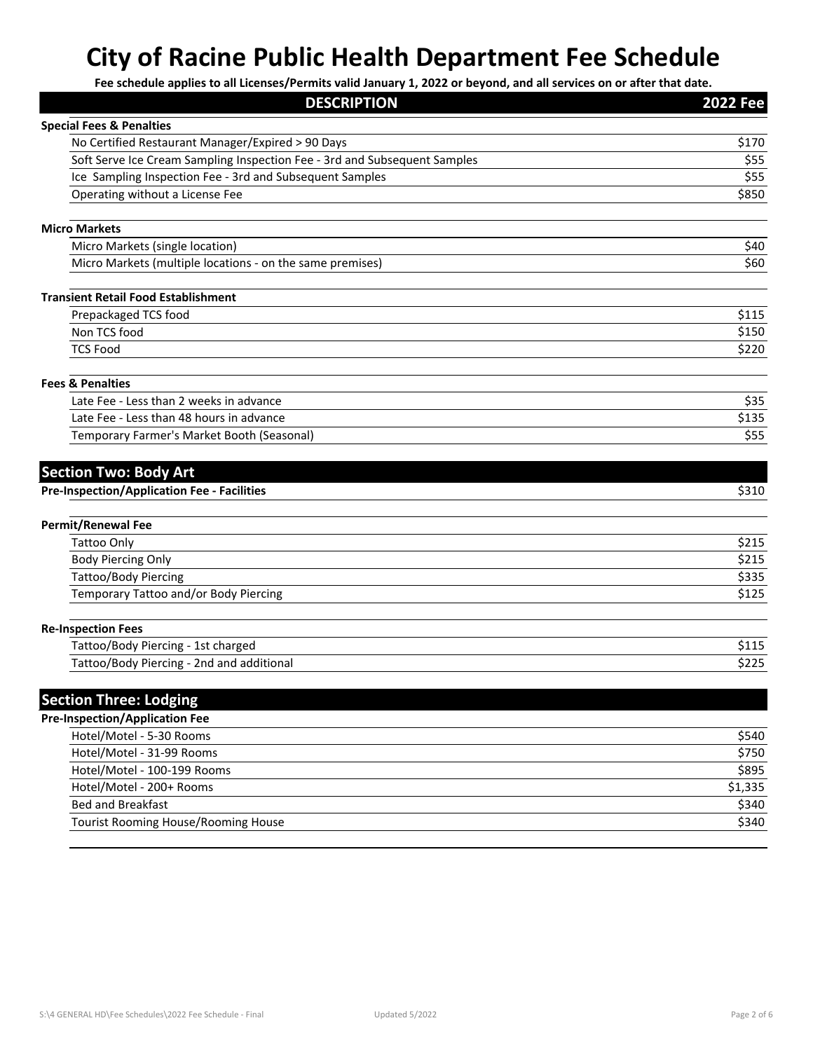# City of Racine Public Health Department Fee Schedule

**Fee schedule applies to all Licenses/Permits valid January 1, 2022 or beyond, and all services on or after that date.**

| DESCRIPTION | 2022 Fee |
|---|---|
| **Special Fees & Penalties** | |
| No Certified Restaurant Manager/Expired > 90 Days | $170 |
| Soft Serve Ice Cream Sampling Inspection Fee - 3rd and Subsequent Samples | $55 |
| Ice Sampling Inspection Fee - 3rd and Subsequent Samples | $55 |
| Operating without a License Fee | $850 |
| **Micro Markets** | |
| Micro Markets (single location) | $40 |
| Micro Markets (multiple locations - on the same premises) | $60 |
| **Transient Retail Food Establishment** | |
| Prepackaged TCS food | $115 |
| Non TCS food | $150 |
| TCS Food | $220 |
| **Fees & Penalties** | |
| Late Fee - Less than 2 weeks in advance | $35 |
| Late Fee - Less than 48 hours in advance | $135 |
| Temporary Farmer's Market Booth (Seasonal) | $55 |

## Section Two: Body Art

| DESCRIPTION | 2022 Fee |
|---|---|
| **Pre-Inspection/Application Fee - Facilities** | $310 |
| **Permit/Renewal Fee** | |
| Tattoo Only | $215 |
| Body Piercing Only | $215 |
| Tattoo/Body Piercing | $335 |
| Temporary Tattoo and/or Body Piercing | $125 |
| **Re-Inspection Fees** | |
| Tattoo/Body Piercing - 1st charged | $115 |
| Tattoo/Body Piercing - 2nd and additional | $225 |

## Section Three: Lodging

| DESCRIPTION | 2022 Fee |
|---|---|
| **Pre-Inspection/Application Fee** | |
| Hotel/Motel - 5-30 Rooms | $540 |
| Hotel/Motel - 31-99 Rooms | $750 |
| Hotel/Motel - 100-199 Rooms | $895 |
| Hotel/Motel - 200+ Rooms | $1,335 |
| Bed and Breakfast | $340 |
| Tourist Rooming House/Rooming House | $340 |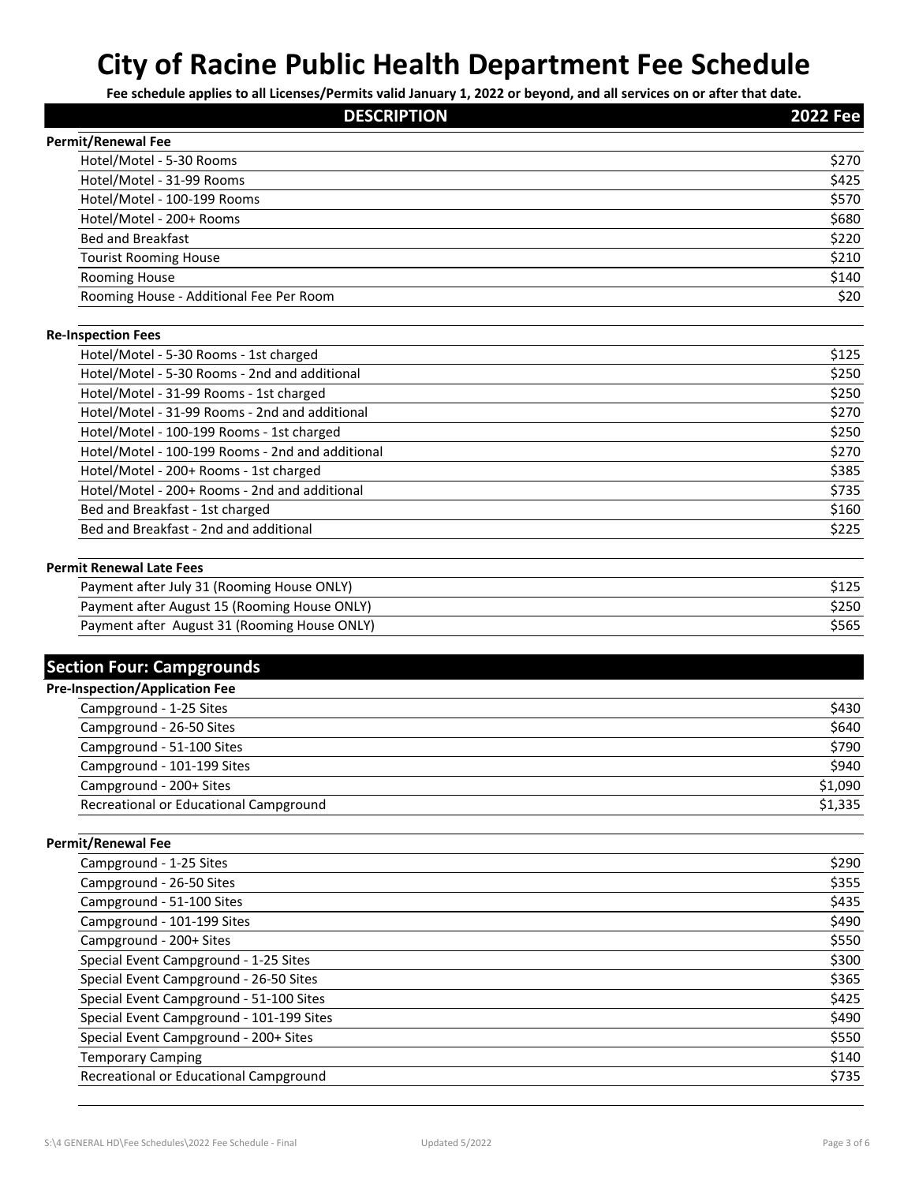# City of Racine Public Health Department Fee Schedule

**Fee schedule applies to all Licenses/Permits valid January 1, 2022 or beyond, and all services on or after that date.**

| DESCRIPTION | 2022 Fee |
|---|---|
| **Permit/Renewal Fee** | |
| Hotel/Motel - 5-30 Rooms | $270 |
| Hotel/Motel - 31-99 Rooms | $425 |
| Hotel/Motel - 100-199 Rooms | $570 |
| Hotel/Motel - 200+ Rooms | $680 |
| Bed and Breakfast | $220 |
| Tourist Rooming House | $210 |
| Rooming House | $140 |
| Rooming House - Additional Fee Per Room | $20 |
| **Re-Inspection Fees** | |
| Hotel/Motel - 5-30 Rooms - 1st charged | $125 |
| Hotel/Motel - 5-30 Rooms - 2nd and additional | $250 |
| Hotel/Motel - 31-99 Rooms - 1st charged | $250 |
| Hotel/Motel - 31-99 Rooms - 2nd and additional | $270 |
| Hotel/Motel - 100-199 Rooms - 1st charged | $250 |
| Hotel/Motel - 100-199 Rooms - 2nd and additional | $270 |
| Hotel/Motel - 200+ Rooms - 1st charged | $385 |
| Hotel/Motel - 200+ Rooms - 2nd and additional | $735 |
| Bed and Breakfast - 1st charged | $160 |
| Bed and Breakfast - 2nd and additional | $225 |
| **Permit Renewal Late Fees** | |
| Payment after July 31 (Rooming House ONLY) | $125 |
| Payment after August 15 (Rooming House ONLY) | $250 |
| Payment after August 31 (Rooming House ONLY) | $565 |

## Section Four: Campgrounds

| DESCRIPTION | 2022 Fee |
|---|---|
| **Pre-Inspection/Application Fee** | |
| Campground - 1-25 Sites | $430 |
| Campground - 26-50 Sites | $640 |
| Campground - 51-100 Sites | $790 |
| Campground - 101-199 Sites | $940 |
| Campground - 200+ Sites | $1,090 |
| Recreational or Educational Campground | $1,335 |
| **Permit/Renewal Fee** | |
| Campground - 1-25 Sites | $290 |
| Campground - 26-50 Sites | $355 |
| Campground - 51-100 Sites | $435 |
| Campground - 101-199 Sites | $490 |
| Campground - 200+ Sites | $550 |
| Special Event Campground - 1-25 Sites | $300 |
| Special Event Campground - 26-50 Sites | $365 |
| Special Event Campground - 51-100 Sites | $425 |
| Special Event Campground - 101-199 Sites | $490 |
| Special Event Campground - 200+ Sites | $550 |
| Temporary Camping | $140 |
| Recreational or Educational Campground | $735 |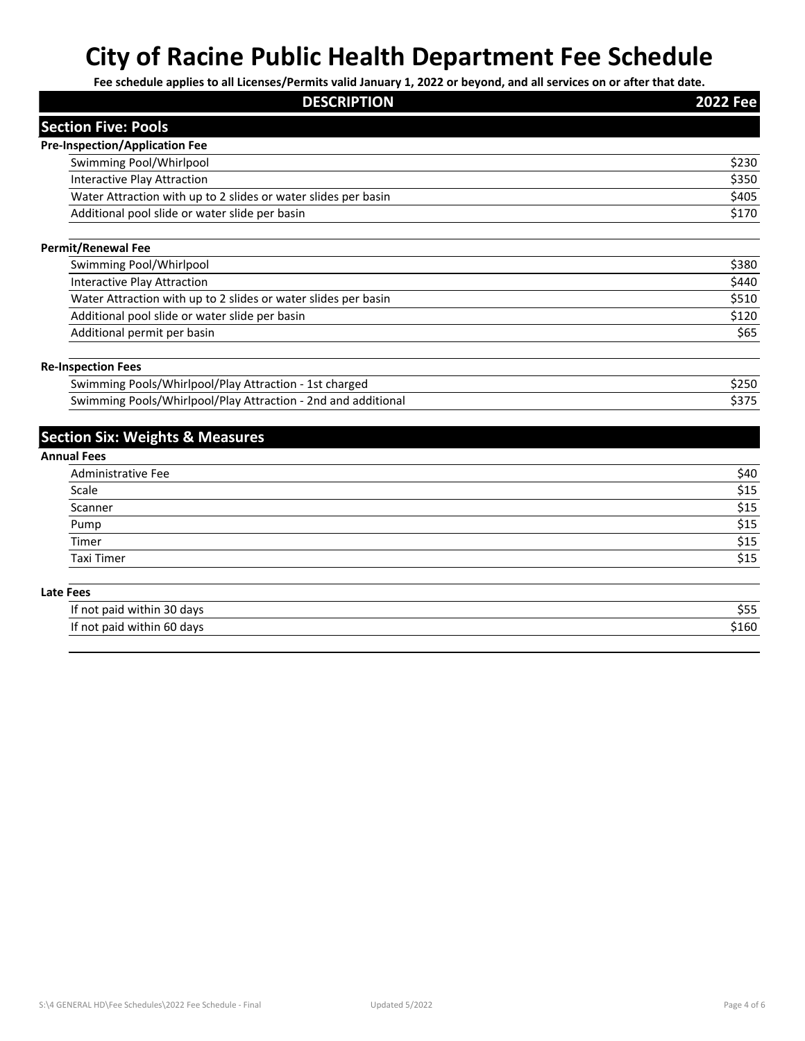# City of Racine Public Health Department Fee Schedule

**Fee schedule applies to all Licenses/Permits valid January 1, 2022 or beyond, and all services on or after that date.**

| DESCRIPTION | 2022 Fee |
|---|---|
| **Section Five: Pools** | |
| **Pre-Inspection/Application Fee** | |
| Swimming Pool/Whirlpool | $230 |
| Interactive Play Attraction | $350 |
| Water Attraction with up to 2 slides or water slides per basin | $405 |
| Additional pool slide or water slide per basin | $170 |
| **Permit/Renewal Fee** | |
| Swimming Pool/Whirlpool | $380 |
| Interactive Play Attraction | $440 |
| Water Attraction with up to 2 slides or water slides per basin | $510 |
| Additional pool slide or water slide per basin | $120 |
| Additional permit per basin | $65 |
| **Re-Inspection Fees** | |
| Swimming Pools/Whirlpool/Play Attraction - 1st charged | $250 |
| Swimming Pools/Whirlpool/Play Attraction - 2nd and additional | $375 |
| **Section Six: Weights & Measures** | |
| **Annual Fees** | |
| Administrative Fee | $40 |
| Scale | $15 |
| Scanner | $15 |
| Pump | $15 |
| Timer | $15 |
| Taxi Timer | $15 |
| **Late Fees** | |
| If not paid within 30 days | $55 |
| If not paid within 60 days | $160 |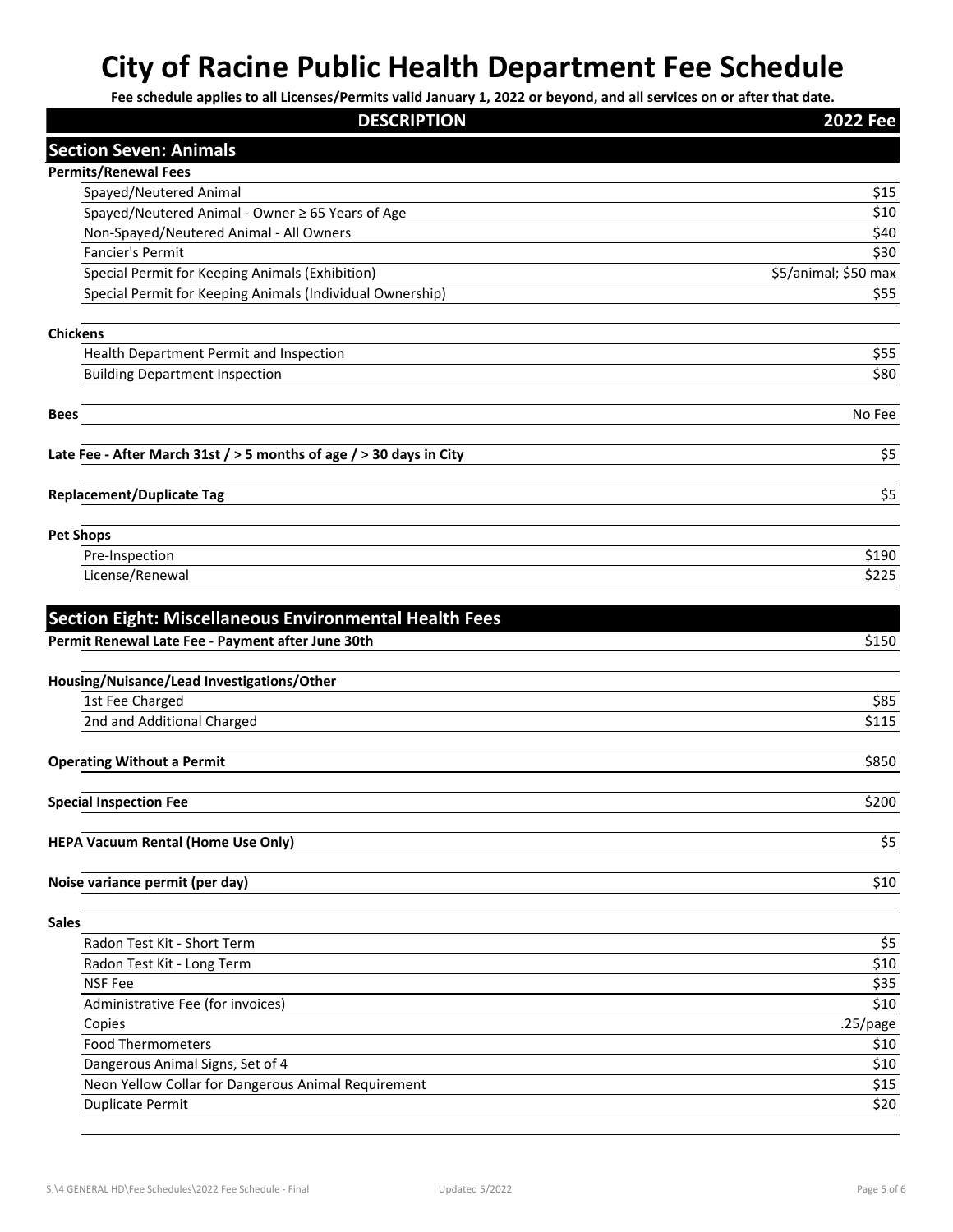# City of Racine Public Health Department Fee Schedule

**Fee schedule applies to all Licenses/Permits valid January 1, 2022 or beyond, and all services on or after that date.**

| DESCRIPTION | 2022 Fee |
|---|---|
| **Section Seven: Animals** | |
| **Permits/Renewal Fees** | |
| Spayed/Neutered Animal | $15 |
| Spayed/Neutered Animal - Owner ≥ 65 Years of Age | $10 |
| Non-Spayed/Neutered Animal - All Owners | $40 |
| Fancier's Permit | $30 |
| Special Permit for Keeping Animals (Exhibition) | $5/animal; $50 max |
| Special Permit for Keeping Animals (Individual Ownership) | $55 |
| **Chickens** | |
| Health Department Permit and Inspection | $55 |
| Building Department Inspection | $80 |
| **Bees** | No Fee |
| **Late Fee - After March 31st / > 5 months of age / > 30 days in City** | $5 |
| **Replacement/Duplicate Tag** | $5 |
| **Pet Shops** | |
| Pre-Inspection | $190 |
| License/Renewal | $225 |
| **Section Eight: Miscellaneous Environmental Health Fees** | |
| **Permit Renewal Late Fee - Payment after June 30th** | $150 |
| **Housing/Nuisance/Lead Investigations/Other** | |
| 1st Fee Charged | $85 |
| 2nd and Additional Charged | $115 |
| **Operating Without a Permit** | $850 |
| **Special Inspection Fee** | $200 |
| **HEPA Vacuum Rental (Home Use Only)** | $5 |
| **Noise variance permit (per day)** | $10 |
| **Sales** | |
| Radon Test Kit - Short Term | $5 |
| Radon Test Kit - Long Term | $10 |
| NSF Fee | $35 |
| Administrative Fee (for invoices) | $10 |
| Copies | .25/page |
| Food Thermometers | $10 |
| Dangerous Animal Signs, Set of 4 | $10 |
| Neon Yellow Collar for Dangerous Animal Requirement | $15 |
| Duplicate Permit | $20 |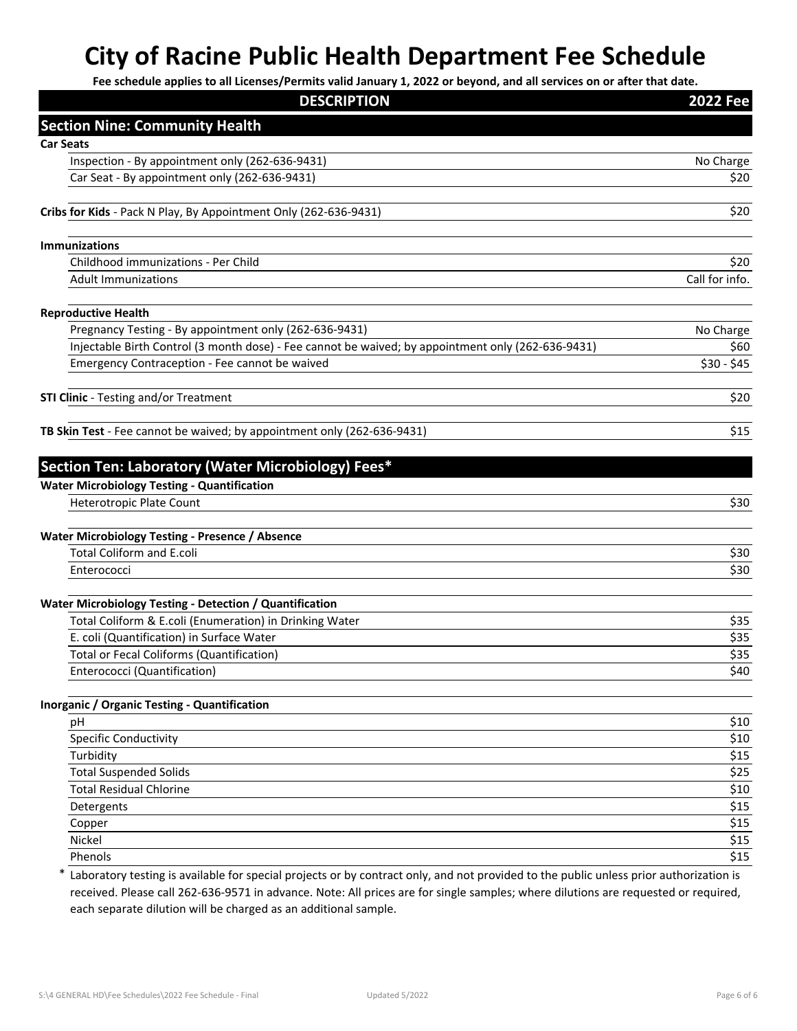# City of Racine Public Health Department Fee Schedule

**Fee schedule applies to all Licenses/Permits valid January 1, 2022 or beyond, and all services on or after that date.**

| DESCRIPTION | 2022 Fee |
|---|---|
| **Section Nine: Community Health** | |
| **Car Seats** | |
| Inspection - By appointment only (262-636-9431) | No Charge |
| Car Seat - By appointment only (262-636-9431) | $20 |
| **Cribs for Kids** - Pack N Play, By Appointment Only (262-636-9431) | $20 |
| **Immunizations** | |
| Childhood immunizations - Per Child | $20 |
| Adult Immunizations | Call for info. |
| **Reproductive Health** | |
| Pregnancy Testing - By appointment only (262-636-9431) | No Charge |
| Injectable Birth Control (3 month dose) - Fee cannot be waived; by appointment only (262-636-9431) | $60 |
| Emergency Contraception - Fee cannot be waived | $30 - $45 |
| **STI Clinic** - Testing and/or Treatment | $20 |
| **TB Skin Test** - Fee cannot be waived; by appointment only (262-636-9431) | $15 |
| **Section Ten: Laboratory (Water Microbiology) Fees*** | |
| **Water Microbiology Testing - Quantification** | |
| Heterotropic Plate Count | $30 |
| **Water Microbiology Testing - Presence / Absence** | |
| Total Coliform and E.coli | $30 |
| Enterococci | $30 |
| **Water Microbiology Testing - Detection / Quantification** | |
| Total Coliform & E.coli (Enumeration) in Drinking Water | $35 |
| E. coli (Quantification) in Surface Water | $35 |
| Total or Fecal Coliforms (Quantification) | $35 |
| Enterococci (Quantification) | $40 |
| **Inorganic / Organic Testing - Quantification** | |
| pH | $10 |
| Specific Conductivity | $10 |
| Turbidity | $15 |
| Total Suspended Solids | $25 |
| Total Residual Chlorine | $10 |
| Detergents | $15 |
| Copper | $15 |
| Nickel | $15 |
| Phenols | $15 |

\* Laboratory testing is available for special projects or by contract only, and not provided to the public unless prior authorization is received. Please call 262-636-9571 in advance. Note: All prices are for single samples; where dilutions are requested or required, each separate dilution will be charged as an additional sample.